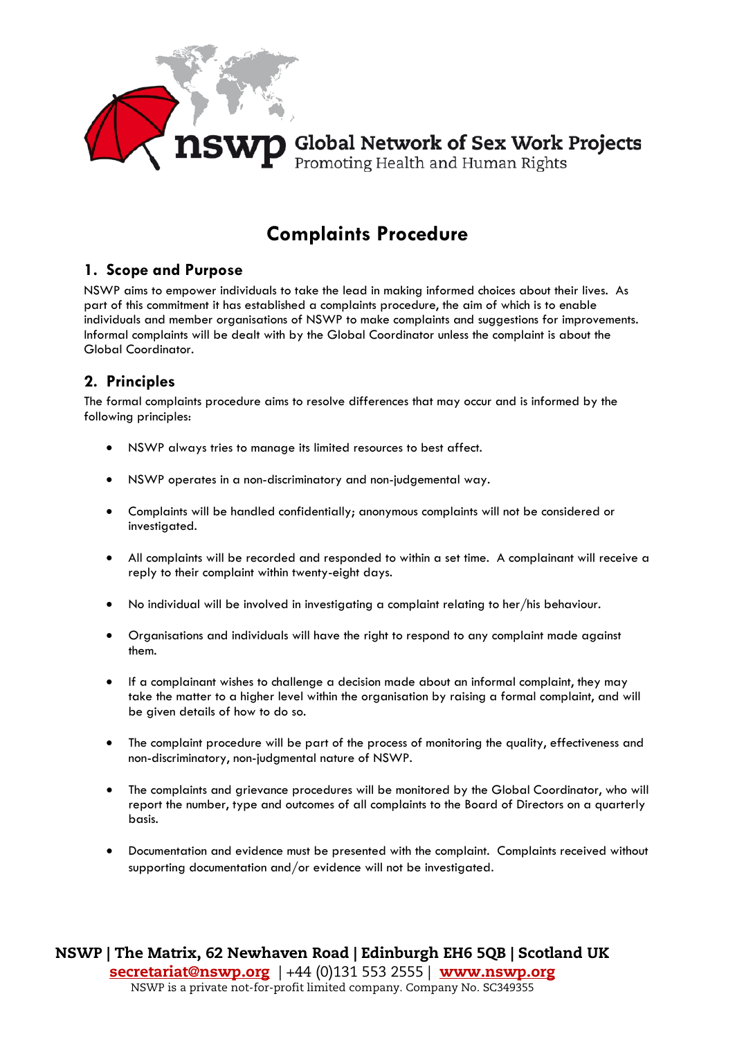nswp Global Network of Sex Work Projects
Promoting Health and Human Rights

# Complaints Procedure

## 1. Scope and Purpose

NSWP aims to empower individuals to take the lead in making informed choices about their lives. As part of this commitment it has established a complaints procedure, the aim of which is to enable individuals and member organisations of NSWP to make complaints and suggestions for improvements. Informal complaints will be dealt with by the Global Coordinator unless the complaint is about the Global Coordinator.

## 2. Principles

The formal complaints procedure aims to resolve differences that may occur and is informed by the following principles:

- NSWP always tries to manage its limited resources to best affect.
- NSWP operates in a non-discriminatory and non-judgemental way.
- Complaints will be handled confidentially; anonymous complaints will not be considered or investigated.
- All complaints will be recorded and responded to within a set time. A complainant will receive a reply to their complaint within twenty-eight days.
- No individual will be involved in investigating a complaint relating to her/his behaviour.
- Organisations and individuals will have the right to respond to any complaint made against them.
- If a complainant wishes to challenge a decision made about an informal complaint, they may take the matter to a higher level within the organisation by raising a formal complaint, and will be given details of how to do so.
- The complaint procedure will be part of the process of monitoring the quality, effectiveness and non-discriminatory, non-judgmental nature of NSWP.
- The complaints and grievance procedures will be monitored by the Global Coordinator, who will report the number, type and outcomes of all complaints to the Board of Directors on a quarterly basis.
- Documentation and evidence must be presented with the complaint. Complaints received without supporting documentation and/or evidence will not be investigated.

NSWP | The Matrix, 62 Newhaven Road | Edinburgh EH6 5QB | Scotland UK
secretariat@nswp.org | +44 (0)131 553 2555 | www.nswp.org
NSWP is a private not-for-profit limited company. Company No. SC349355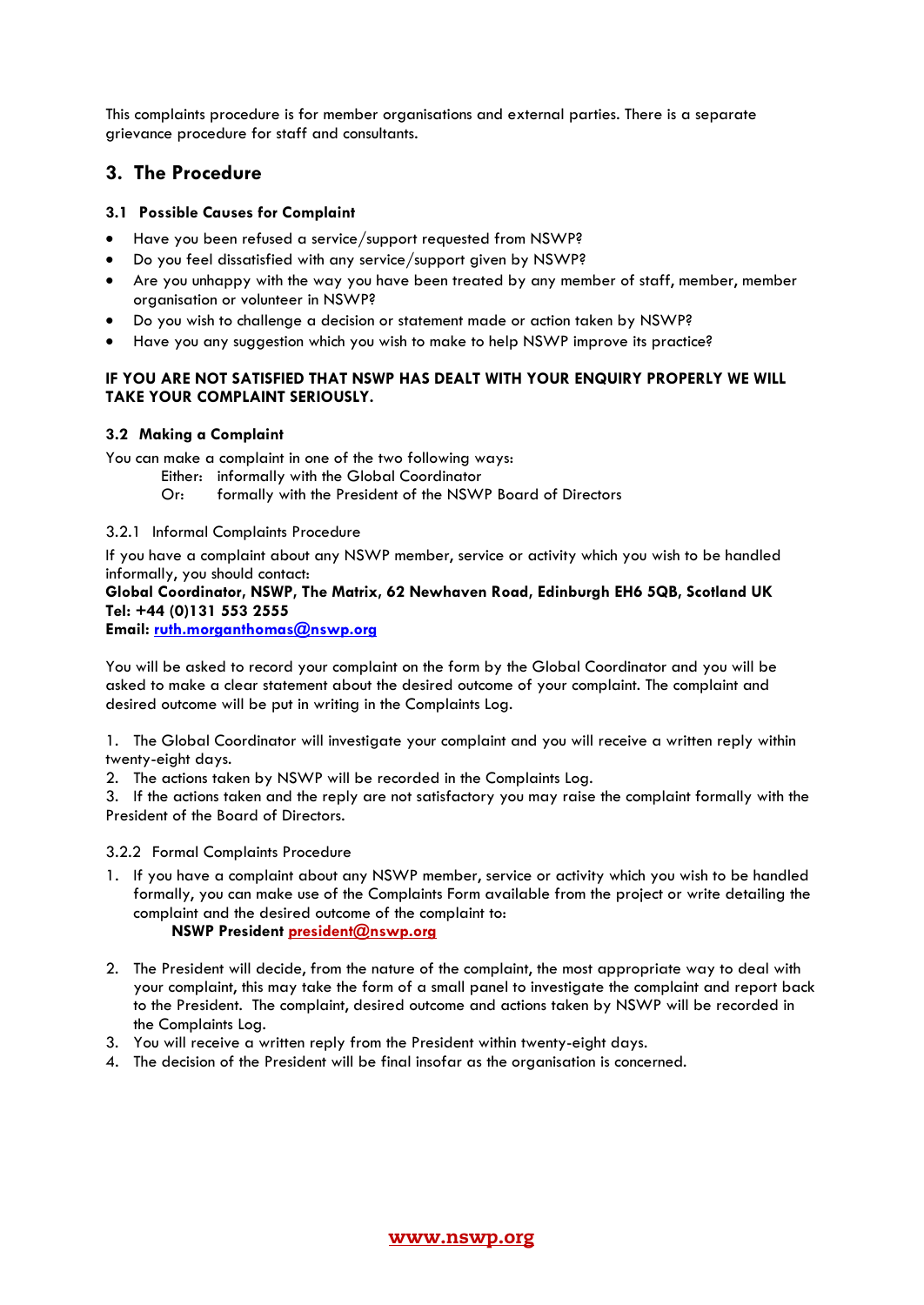This complaints procedure is for member organisations and external parties. There is a separate grievance procedure for staff and consultants.

## 3. The Procedure

### 3.1 Possible Causes for Complaint

- Have you been refused a service/support requested from NSWP?
- Do you feel dissatisfied with any service/support given by NSWP?
- Are you unhappy with the way you have been treated by any member of staff, member, member organisation or volunteer in NSWP?
- Do you wish to challenge a decision or statement made or action taken by NSWP?
- Have you any suggestion which you wish to make to help NSWP improve its practice?

**IF YOU ARE NOT SATISFIED THAT NSWP HAS DEALT WITH YOUR ENQUIRY PROPERLY WE WILL TAKE YOUR COMPLAINT SERIOUSLY.**

### 3.2 Making a Complaint

You can make a complaint in one of the two following ways:

Either: informally with the Global Coordinator
Or: formally with the President of the NSWP Board of Directors

#### 3.2.1 Informal Complaints Procedure

If you have a complaint about any NSWP member, service or activity which you wish to be handled informally, you should contact:

**Global Coordinator, NSWP, The Matrix, 62 Newhaven Road, Edinburgh EH6 5QB, Scotland UK**
**Tel: +44 (0)131 553 2555**
**Email: ruth.morganthomas@nswp.org**

You will be asked to record your complaint on the form by the Global Coordinator and you will be asked to make a clear statement about the desired outcome of your complaint. The complaint and desired outcome will be put in writing in the Complaints Log.

1. The Global Coordinator will investigate your complaint and you will receive a written reply within twenty-eight days.
2. The actions taken by NSWP will be recorded in the Complaints Log.
3. If the actions taken and the reply are not satisfactory you may raise the complaint formally with the President of the Board of Directors.

#### 3.2.2 Formal Complaints Procedure

1. If you have a complaint about any NSWP member, service or activity which you wish to be handled formally, you can make use of the Complaints Form available from the project or write detailing the complaint and the desired outcome of the complaint to:
   **NSWP President president@nswp.org**
2. The President will decide, from the nature of the complaint, the most appropriate way to deal with your complaint, this may take the form of a small panel to investigate the complaint and report back to the President. The complaint, desired outcome and actions taken by NSWP will be recorded in the Complaints Log.
3. You will receive a written reply from the President within twenty-eight days.
4. The decision of the President will be final insofar as the organisation is concerned.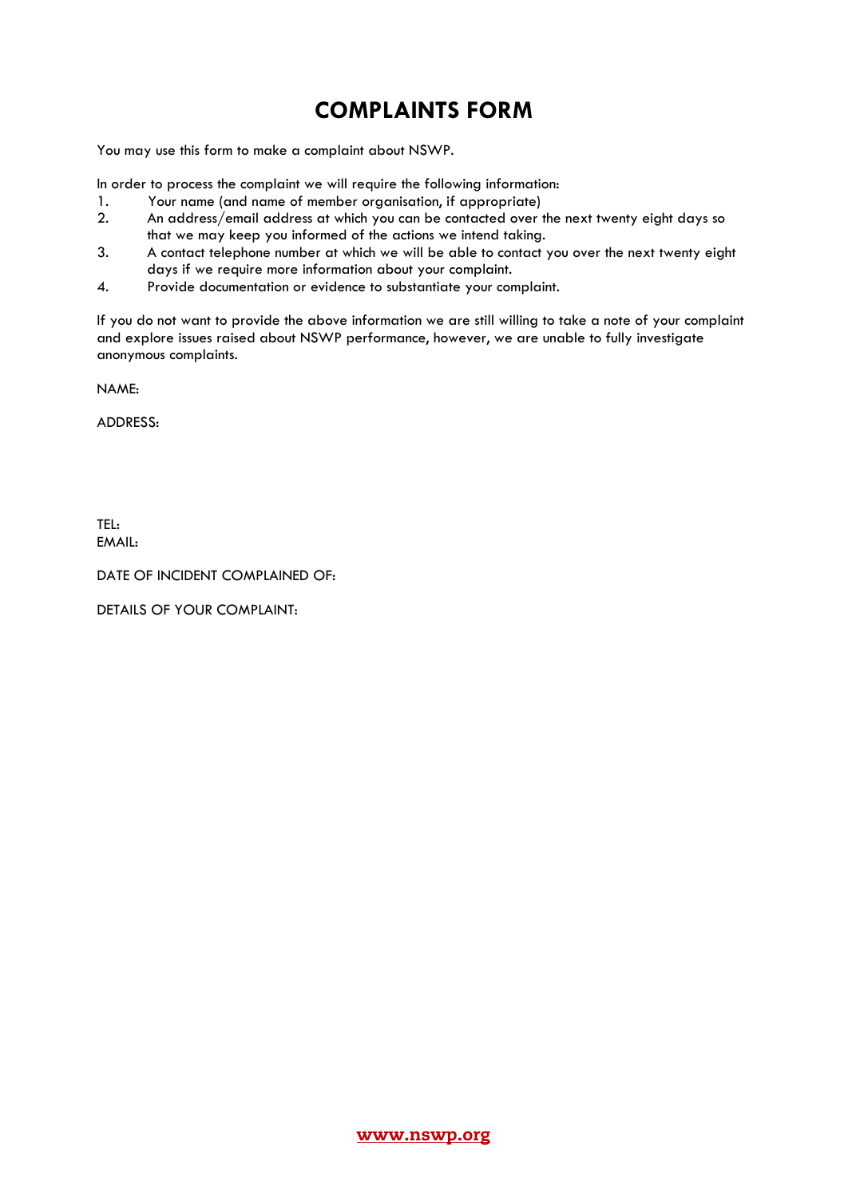# COMPLAINTS FORM

You may use this form to make a complaint about NSWP.

In order to process the complaint we will require the following information:

1. Your name (and name of member organisation, if appropriate)
2. An address/email address at which you can be contacted over the next twenty eight days so that we may keep you informed of the actions we intend taking.
3. A contact telephone number at which we will be able to contact you over the next twenty eight days if we require more information about your complaint.
4. Provide documentation or evidence to substantiate your complaint.

If you do not want to provide the above information we are still willing to take a note of your complaint and explore issues raised about NSWP performance, however, we are unable to fully investigate anonymous complaints.

NAME:

ADDRESS:

TEL:
EMAIL:

DATE OF INCIDENT COMPLAINED OF:

DETAILS OF YOUR COMPLAINT:

www.nswp.org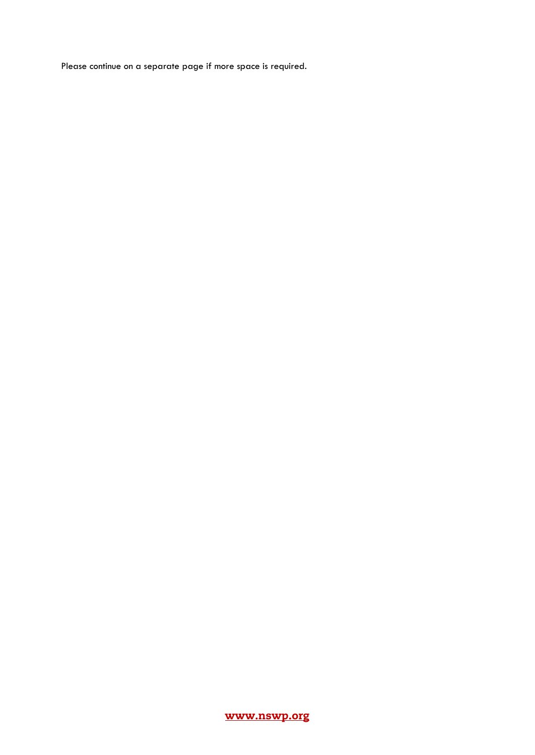Please continue on a separate page if more space is required.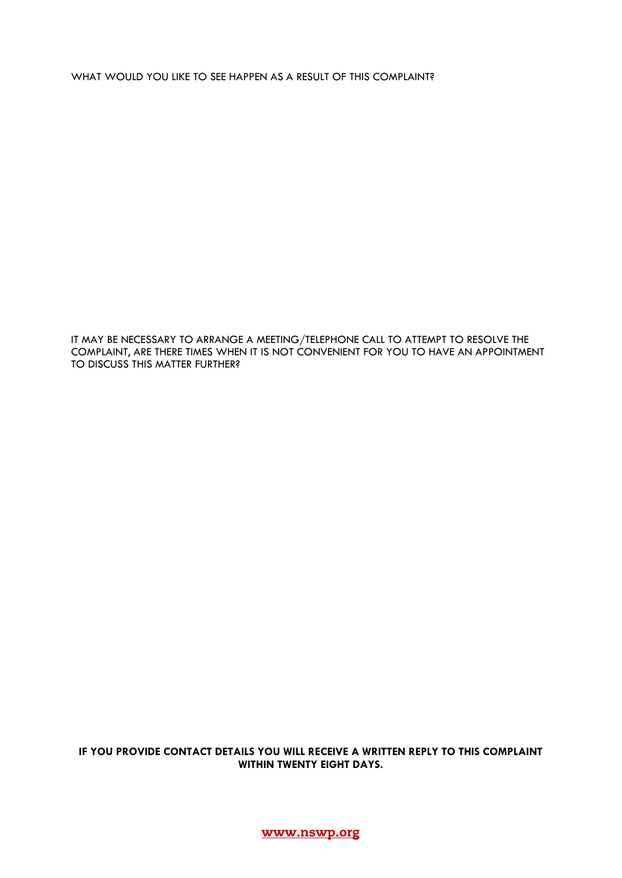WHAT WOULD YOU LIKE TO SEE HAPPEN AS A RESULT OF THIS COMPLAINT?

IT MAY BE NECESSARY TO ARRANGE A MEETING/TELEPHONE CALL TO ATTEMPT TO RESOLVE THE COMPLAINT, ARE THERE TIMES WHEN IT IS NOT CONVENIENT FOR YOU TO HAVE AN APPOINTMENT TO DISCUSS THIS MATTER FURTHER?

**IF YOU PROVIDE CONTACT DETAILS YOU WILL RECEIVE A WRITTEN REPLY TO THIS COMPLAINT WITHIN TWENTY EIGHT DAYS.**

**www.nswp.org**